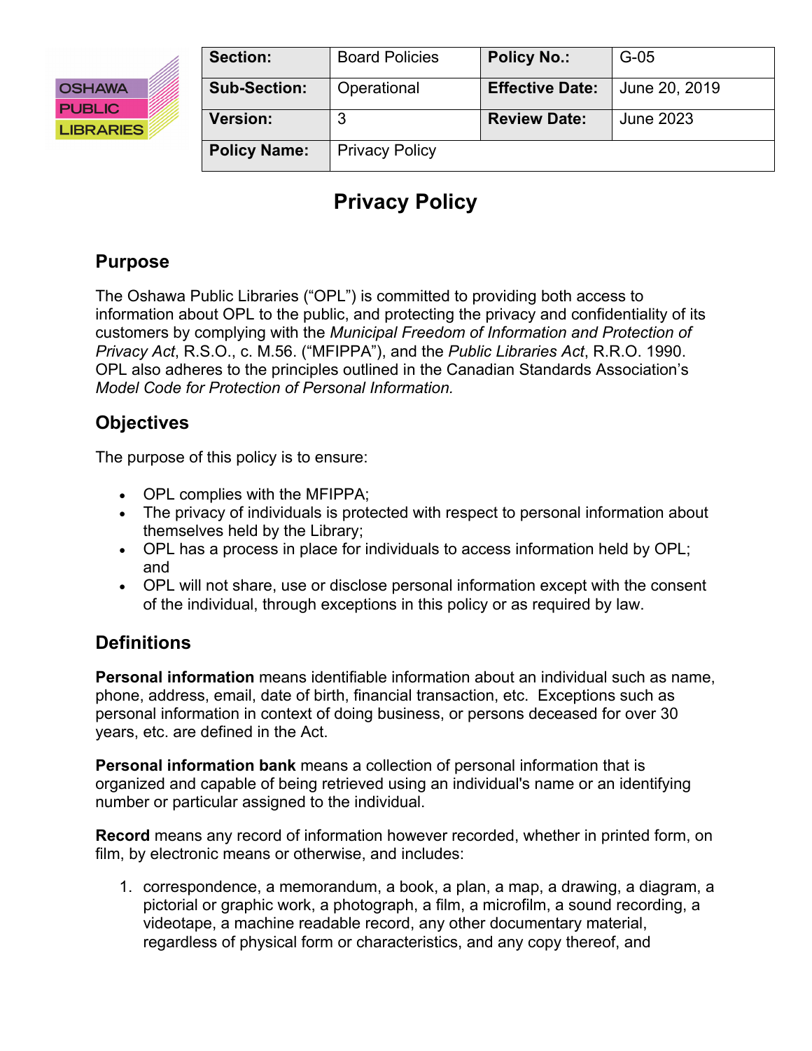| Section: | Board Policies | Policy No.: | G-05 |
|---|---|---|---|
| Sub-Section: | Operational | Effective Date: | June 20, 2019 |
| Version: | 3 | Review Date: | June 2023 |
| Policy Name: | Privacy Policy | | |

# Privacy Policy

## Purpose

The Oshawa Public Libraries ("OPL") is committed to providing both access to information about OPL to the public, and protecting the privacy and confidentiality of its customers by complying with the *Municipal Freedom of Information and Protection of Privacy Act*, R.S.O., c. M.56. ("MFIPPA"), and the *Public Libraries Act*, R.R.O. 1990. OPL also adheres to the principles outlined in the Canadian Standards Association's *Model Code for Protection of Personal Information.*

## Objectives

The purpose of this policy is to ensure:

- OPL complies with the MFIPPA;
- The privacy of individuals is protected with respect to personal information about themselves held by the Library;
- OPL has a process in place for individuals to access information held by OPL; and
- OPL will not share, use or disclose personal information except with the consent of the individual, through exceptions in this policy or as required by law.

## Definitions

**Personal information** means identifiable information about an individual such as name, phone, address, email, date of birth, financial transaction, etc. Exceptions such as personal information in context of doing business, or persons deceased for over 30 years, etc. are defined in the Act.

**Personal information bank** means a collection of personal information that is organized and capable of being retrieved using an individual's name or an identifying number or particular assigned to the individual.

**Record** means any record of information however recorded, whether in printed form, on film, by electronic means or otherwise, and includes:

1. correspondence, a memorandum, a book, a plan, a map, a drawing, a diagram, a pictorial or graphic work, a photograph, a film, a microfilm, a sound recording, a videotape, a machine readable record, any other documentary material, regardless of physical form or characteristics, and any copy thereof, and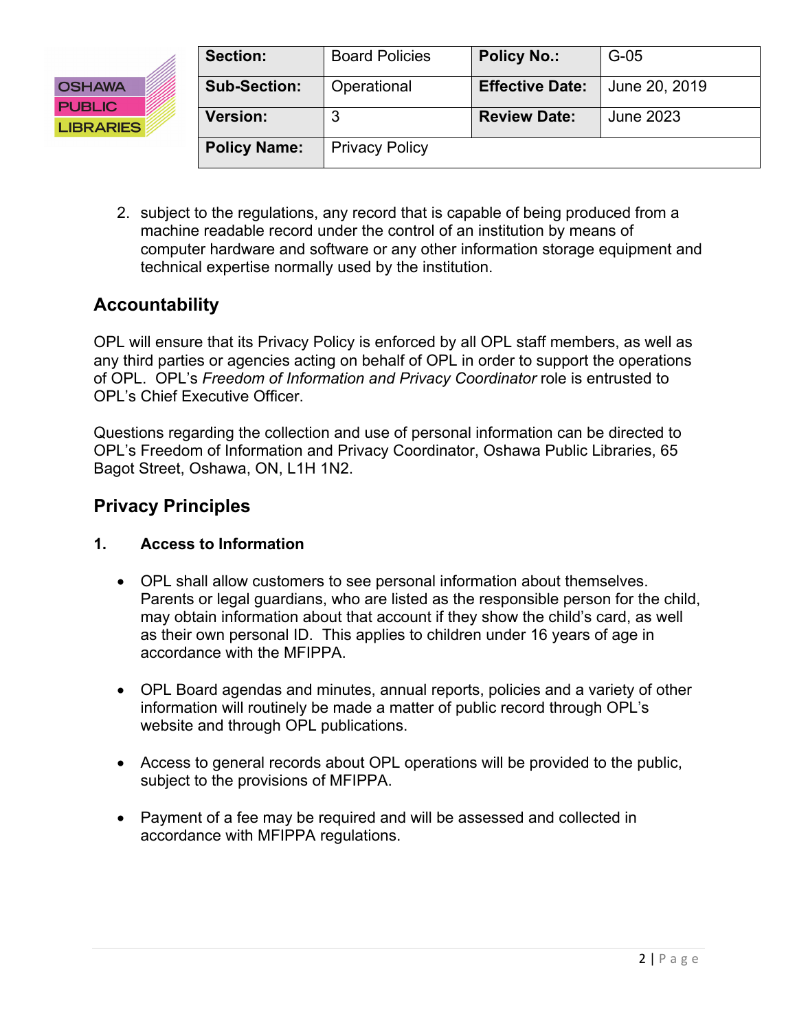2. subject to the regulations, any record that is capable of being produced from a machine readable record under the control of an institution by means of computer hardware and software or any other information storage equipment and technical expertise normally used by the institution.

## Accountability

OPL will ensure that its Privacy Policy is enforced by all OPL staff members, as well as any third parties or agencies acting on behalf of OPL in order to support the operations of OPL. OPL's *Freedom of Information and Privacy Coordinator* role is entrusted to OPL's Chief Executive Officer.

Questions regarding the collection and use of personal information can be directed to OPL's Freedom of Information and Privacy Coordinator, Oshawa Public Libraries, 65 Bagot Street, Oshawa, ON, L1H 1N2.

## Privacy Principles

### 1. Access to Information

- OPL shall allow customers to see personal information about themselves. Parents or legal guardians, who are listed as the responsible person for the child, may obtain information about that account if they show the child's card, as well as their own personal ID. This applies to children under 16 years of age in accordance with the MFIPPA.

- OPL Board agendas and minutes, annual reports, policies and a variety of other information will routinely be made a matter of public record through OPL's website and through OPL publications.

- Access to general records about OPL operations will be provided to the public, subject to the provisions of MFIPPA.

- Payment of a fee may be required and will be assessed and collected in accordance with MFIPPA regulations.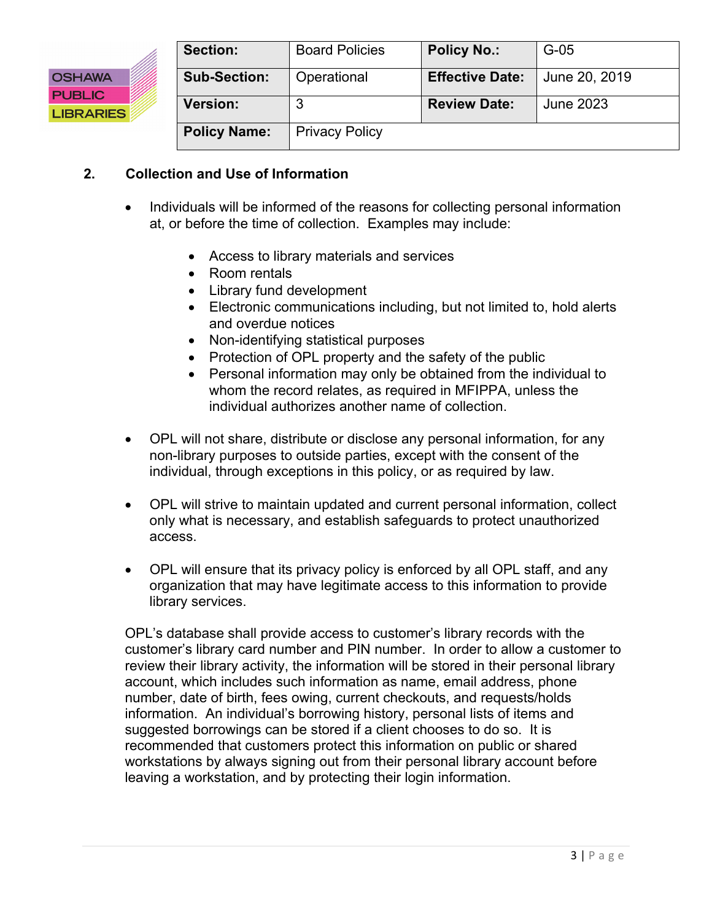| Section: | Board Policies | Policy No.: | G-05 |
|---|---|---|---|
| Sub-Section: | Operational | Effective Date: | June 20, 2019 |
| Version: | 3 | Review Date: | June 2023 |
| Policy Name: | Privacy Policy | | |

## 2. Collection and Use of Information

- Individuals will be informed of the reasons for collecting personal information at, or before the time of collection. Examples may include:
  - Access to library materials and services
  - Room rentals
  - Library fund development
  - Electronic communications including, but not limited to, hold alerts and overdue notices
  - Non-identifying statistical purposes
  - Protection of OPL property and the safety of the public
  - Personal information may only be obtained from the individual to whom the record relates, as required in MFIPPA, unless the individual authorizes another name of collection.

- OPL will not share, distribute or disclose any personal information, for any non-library purposes to outside parties, except with the consent of the individual, through exceptions in this policy, or as required by law.

- OPL will strive to maintain updated and current personal information, collect only what is necessary, and establish safeguards to protect unauthorized access.

- OPL will ensure that its privacy policy is enforced by all OPL staff, and any organization that may have legitimate access to this information to provide library services.

OPL's database shall provide access to customer's library records with the customer's library card number and PIN number. In order to allow a customer to review their library activity, the information will be stored in their personal library account, which includes such information as name, email address, phone number, date of birth, fees owing, current checkouts, and requests/holds information. An individual's borrowing history, personal lists of items and suggested borrowings can be stored if a client chooses to do so. It is recommended that customers protect this information on public or shared workstations by always signing out from their personal library account before leaving a workstation, and by protecting their login information.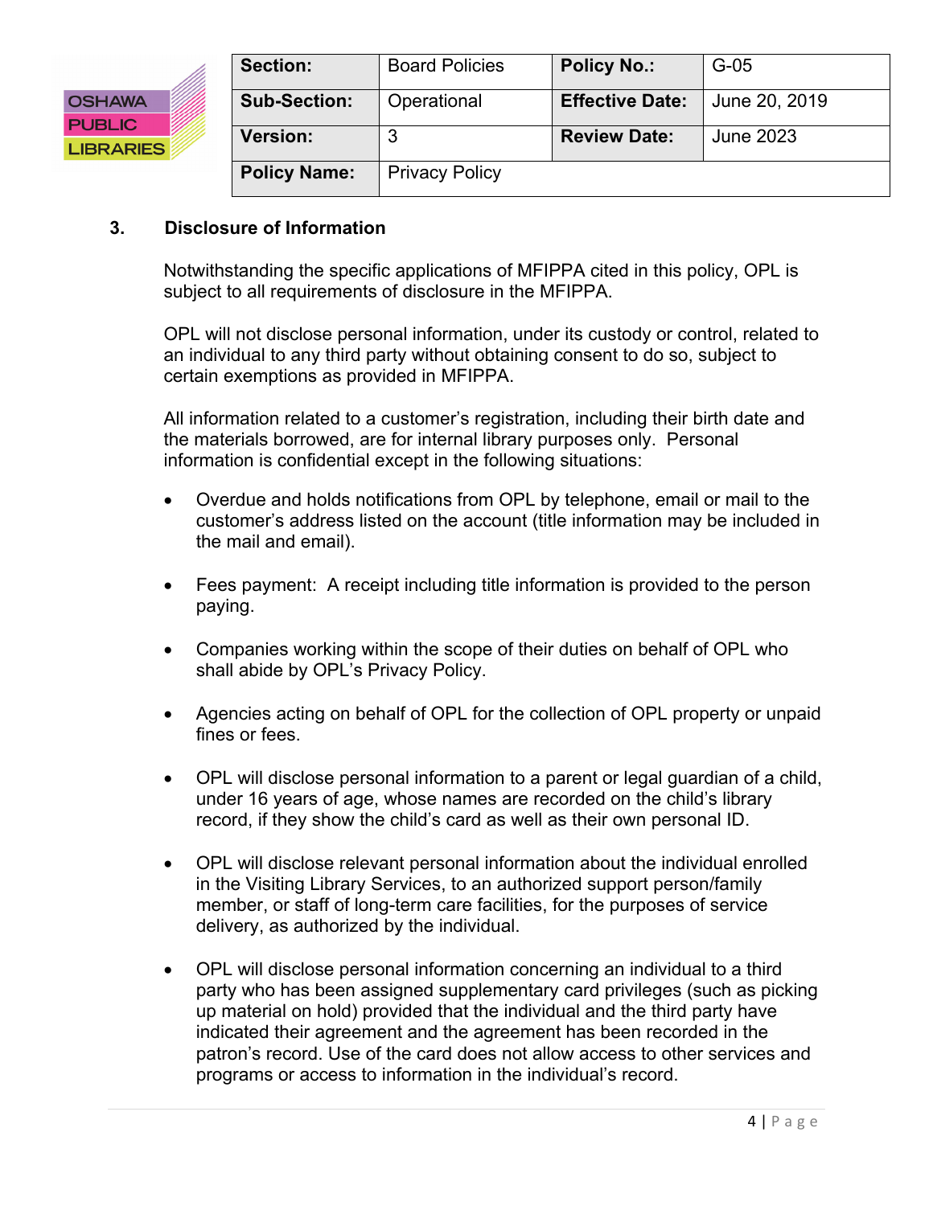| Section: | Board Policies | Policy No.: | G-05 |
|---|---|---|---|
| Sub-Section: | Operational | Effective Date: | June 20, 2019 |
| Version: | 3 | Review Date: | June 2023 |
| Policy Name: | Privacy Policy | | |

## 3. Disclosure of Information

Notwithstanding the specific applications of MFIPPA cited in this policy, OPL is subject to all requirements of disclosure in the MFIPPA.

OPL will not disclose personal information, under its custody or control, related to an individual to any third party without obtaining consent to do so, subject to certain exemptions as provided in MFIPPA.

All information related to a customer's registration, including their birth date and the materials borrowed, are for internal library purposes only. Personal information is confidential except in the following situations:

- Overdue and holds notifications from OPL by telephone, email or mail to the customer's address listed on the account (title information may be included in the mail and email).
- Fees payment: A receipt including title information is provided to the person paying.
- Companies working within the scope of their duties on behalf of OPL who shall abide by OPL's Privacy Policy.
- Agencies acting on behalf of OPL for the collection of OPL property or unpaid fines or fees.
- OPL will disclose personal information to a parent or legal guardian of a child, under 16 years of age, whose names are recorded on the child's library record, if they show the child's card as well as their own personal ID.
- OPL will disclose relevant personal information about the individual enrolled in the Visiting Library Services, to an authorized support person/family member, or staff of long-term care facilities, for the purposes of service delivery, as authorized by the individual.
- OPL will disclose personal information concerning an individual to a third party who has been assigned supplementary card privileges (such as picking up material on hold) provided that the individual and the third party have indicated their agreement and the agreement has been recorded in the patron's record. Use of the card does not allow access to other services and programs or access to information in the individual's record.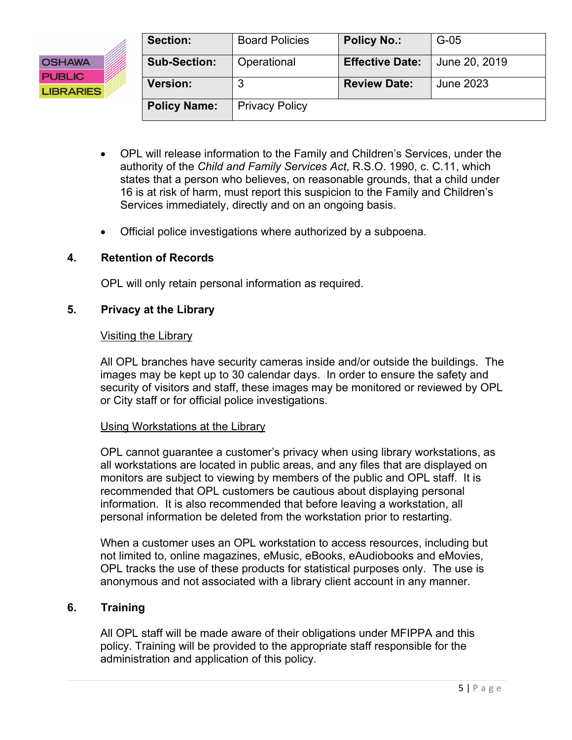- OPL will release information to the Family and Children's Services, under the authority of the *Child and Family Services Act*, R.S.O. 1990, c. C.11, which states that a person who believes, on reasonable grounds, that a child under 16 is at risk of harm, must report this suspicion to the Family and Children's Services immediately, directly and on an ongoing basis.

- Official police investigations where authorized by a subpoena.

## 4. Retention of Records

OPL will only retain personal information as required.

## 5. Privacy at the Library

<u>Visiting the Library</u>

All OPL branches have security cameras inside and/or outside the buildings. The images may be kept up to 30 calendar days. In order to ensure the safety and security of visitors and staff, these images may be monitored or reviewed by OPL or City staff or for official police investigations.

<u>Using Workstations at the Library</u>

OPL cannot guarantee a customer's privacy when using library workstations, as all workstations are located in public areas, and any files that are displayed on monitors are subject to viewing by members of the public and OPL staff. It is recommended that OPL customers be cautious about displaying personal information. It is also recommended that before leaving a workstation, all personal information be deleted from the workstation prior to restarting.

When a customer uses an OPL workstation to access resources, including but not limited to, online magazines, eMusic, eBooks, eAudiobooks and eMovies, OPL tracks the use of these products for statistical purposes only. The use is anonymous and not associated with a library client account in any manner.

## 6. Training

All OPL staff will be made aware of their obligations under MFIPPA and this policy. Training will be provided to the appropriate staff responsible for the administration and application of this policy.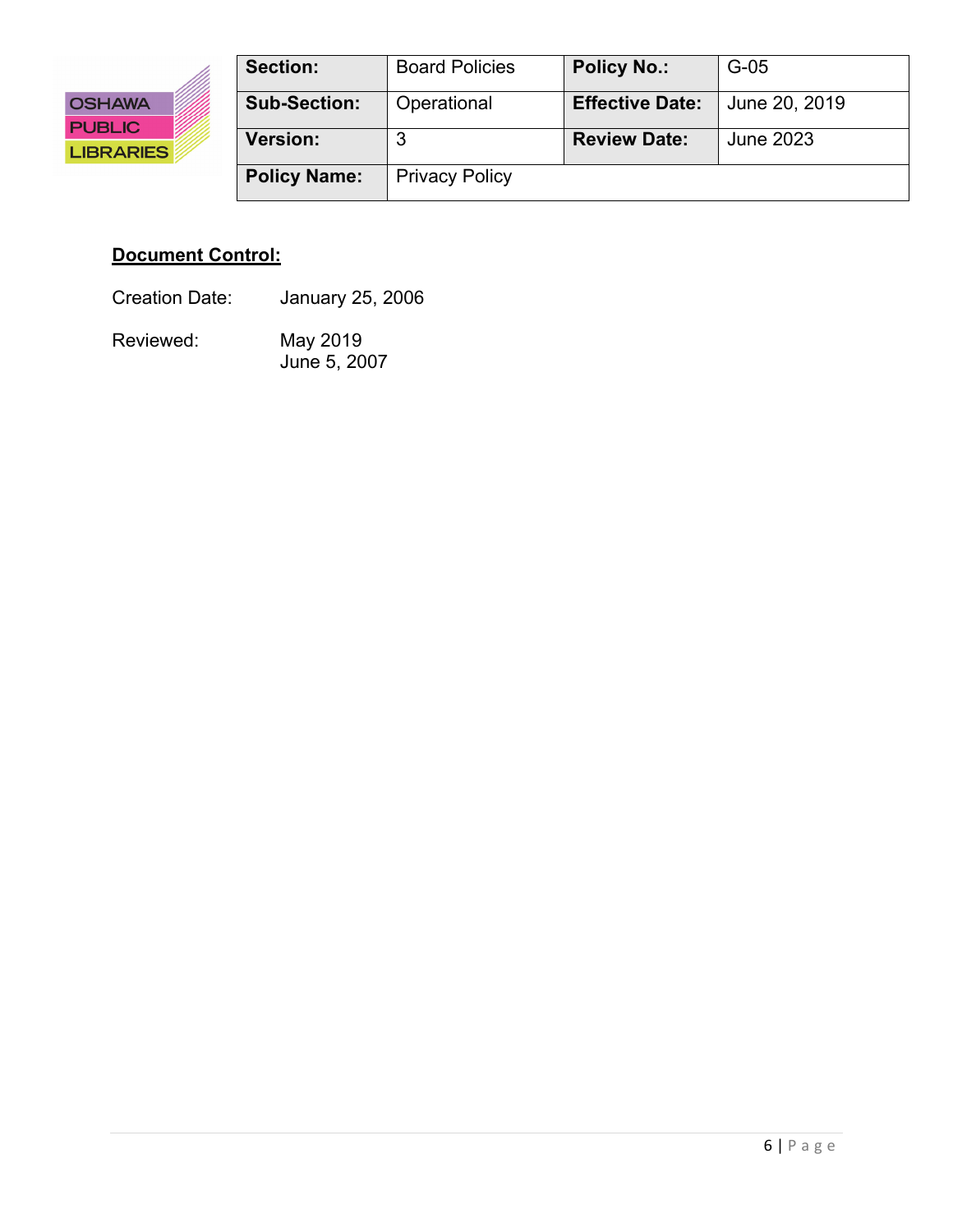| Section: | Board Policies | Policy No.: | G-05 |
|---|---|---|---|
| Sub-Section: | Operational | Effective Date: | June 20, 2019 |
| Version: | 3 | Review Date: | June 2023 |
| Policy Name: | Privacy Policy | | |

**Document Control:**

Creation Date: January 25, 2006

Reviewed: May 2019
June 5, 2007